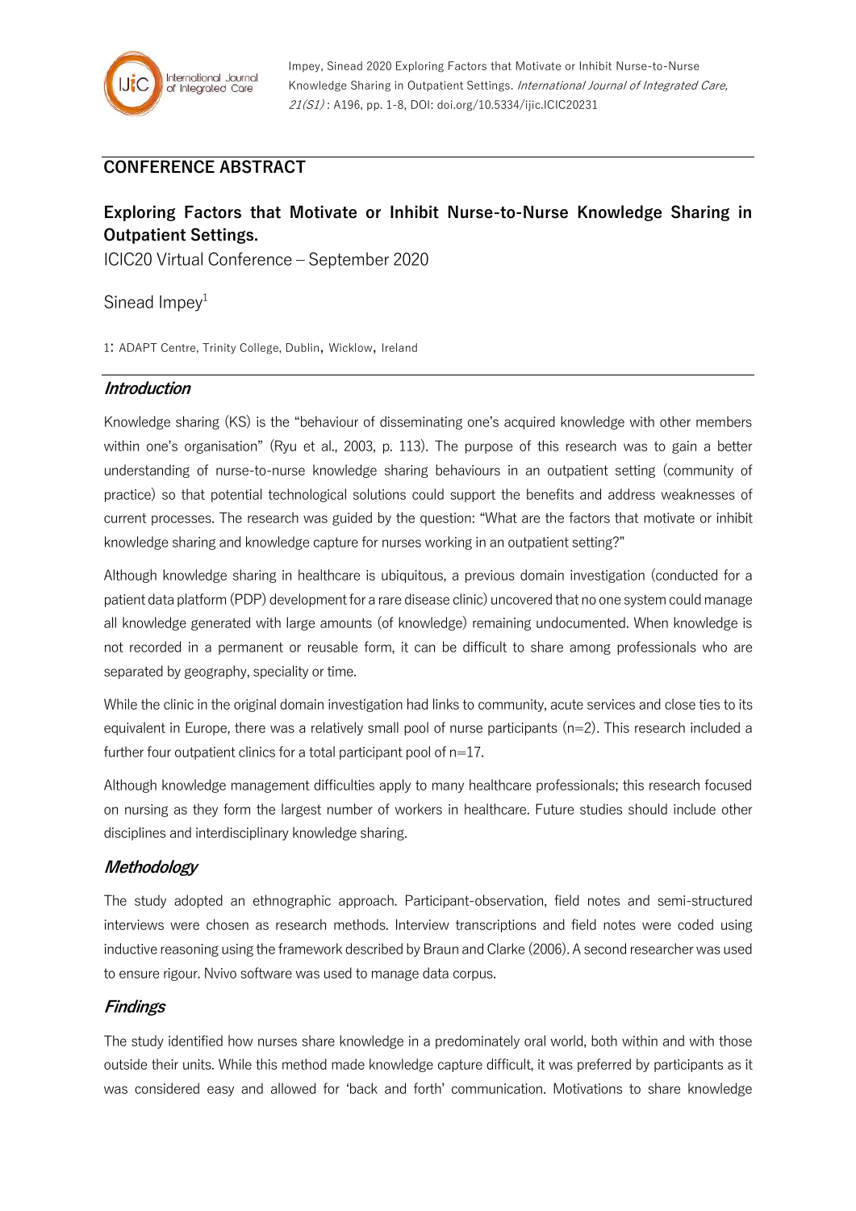Impey, Sinead 2020 Exploring Factors that Motivate or Inhibit Nurse-to-Nurse Knowledge Sharing in Outpatient Settings. *International Journal of Integrated Care, 21(S1)* : A196, pp. 1-8, DOI: doi.org/10.5334/ijic.ICIC20231

## CONFERENCE ABSTRACT

# Exploring Factors that Motivate or Inhibit Nurse-to-Nurse Knowledge Sharing in Outpatient Settings.

ICIC20 Virtual Conference – September 2020

Sinead Impey[1]

1: ADAPT Centre, Trinity College, Dublin, Wicklow, Ireland

## *Introduction*

Knowledge sharing (KS) is the "behaviour of disseminating one's acquired knowledge with other members within one's organisation" (Ryu et al., 2003, p. 113). The purpose of this research was to gain a better understanding of nurse-to-nurse knowledge sharing behaviours in an outpatient setting (community of practice) so that potential technological solutions could support the benefits and address weaknesses of current processes. The research was guided by the question: "What are the factors that motivate or inhibit knowledge sharing and knowledge capture for nurses working in an outpatient setting?"

Although knowledge sharing in healthcare is ubiquitous, a previous domain investigation (conducted for a patient data platform (PDP) development for a rare disease clinic) uncovered that no one system could manage all knowledge generated with large amounts (of knowledge) remaining undocumented. When knowledge is not recorded in a permanent or reusable form, it can be difficult to share among professionals who are separated by geography, speciality or time.

While the clinic in the original domain investigation had links to community, acute services and close ties to its equivalent in Europe, there was a relatively small pool of nurse participants (n=2). This research included a further four outpatient clinics for a total participant pool of n=17.

Although knowledge management difficulties apply to many healthcare professionals; this research focused on nursing as they form the largest number of workers in healthcare. Future studies should include other disciplines and interdisciplinary knowledge sharing.

## *Methodology*

The study adopted an ethnographic approach. Participant-observation, field notes and semi-structured interviews were chosen as research methods. Interview transcriptions and field notes were coded using inductive reasoning using the framework described by Braun and Clarke (2006). A second researcher was used to ensure rigour. Nvivo software was used to manage data corpus.

## *Findings*

The study identified how nurses share knowledge in a predominately oral world, both within and with those outside their units. While this method made knowledge capture difficult, it was preferred by participants as it was considered easy and allowed for 'back and forth' communication. Motivations to share knowledge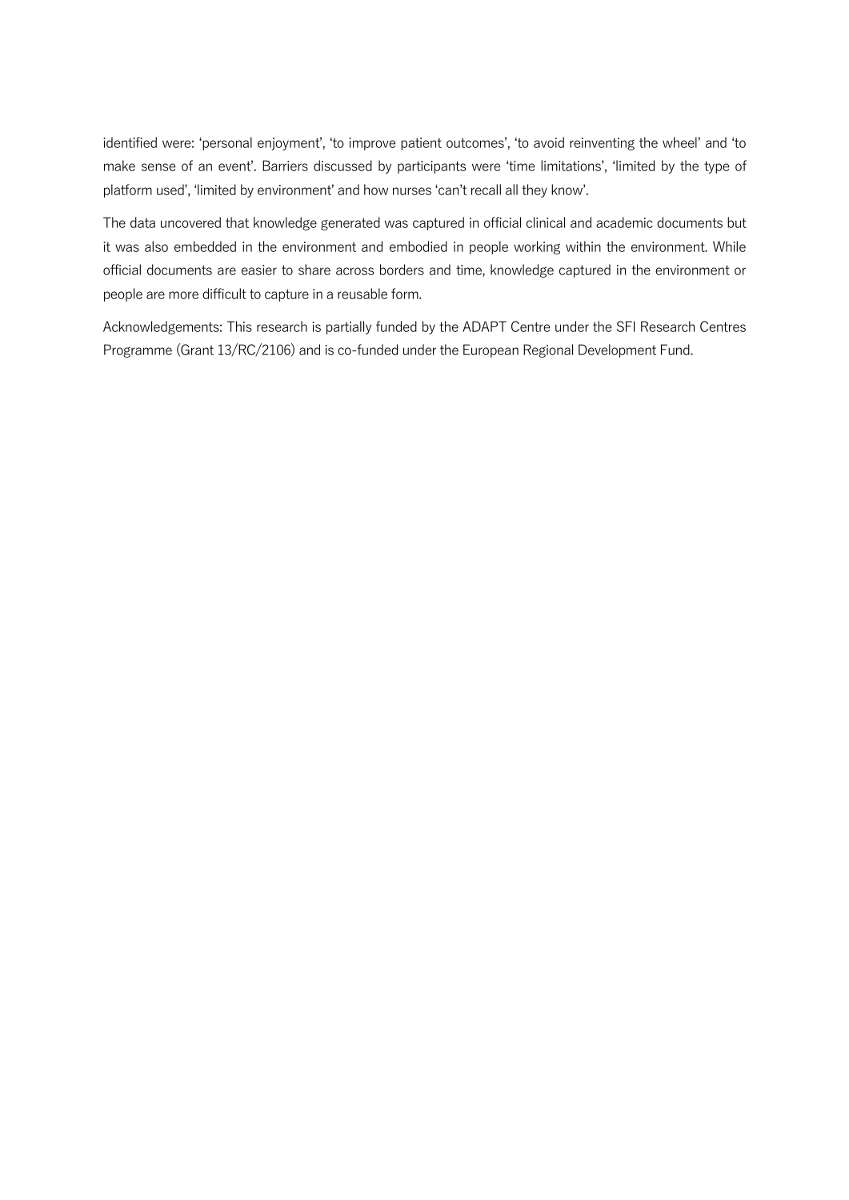identified were: ‘personal enjoyment’, ‘to improve patient outcomes’, ‘to avoid reinventing the wheel’ and ‘to make sense of an event’. Barriers discussed by participants were ‘time limitations’, ‘limited by the type of platform used’, ‘limited by environment’ and how nurses ‘can’t recall all they know’.

The data uncovered that knowledge generated was captured in official clinical and academic documents but it was also embedded in the environment and embodied in people working within the environment. While official documents are easier to share across borders and time, knowledge captured in the environment or people are more difficult to capture in a reusable form.

Acknowledgements: This research is partially funded by the ADAPT Centre under the SFI Research Centres Programme (Grant 13/RC/2106) and is co-funded under the European Regional Development Fund.